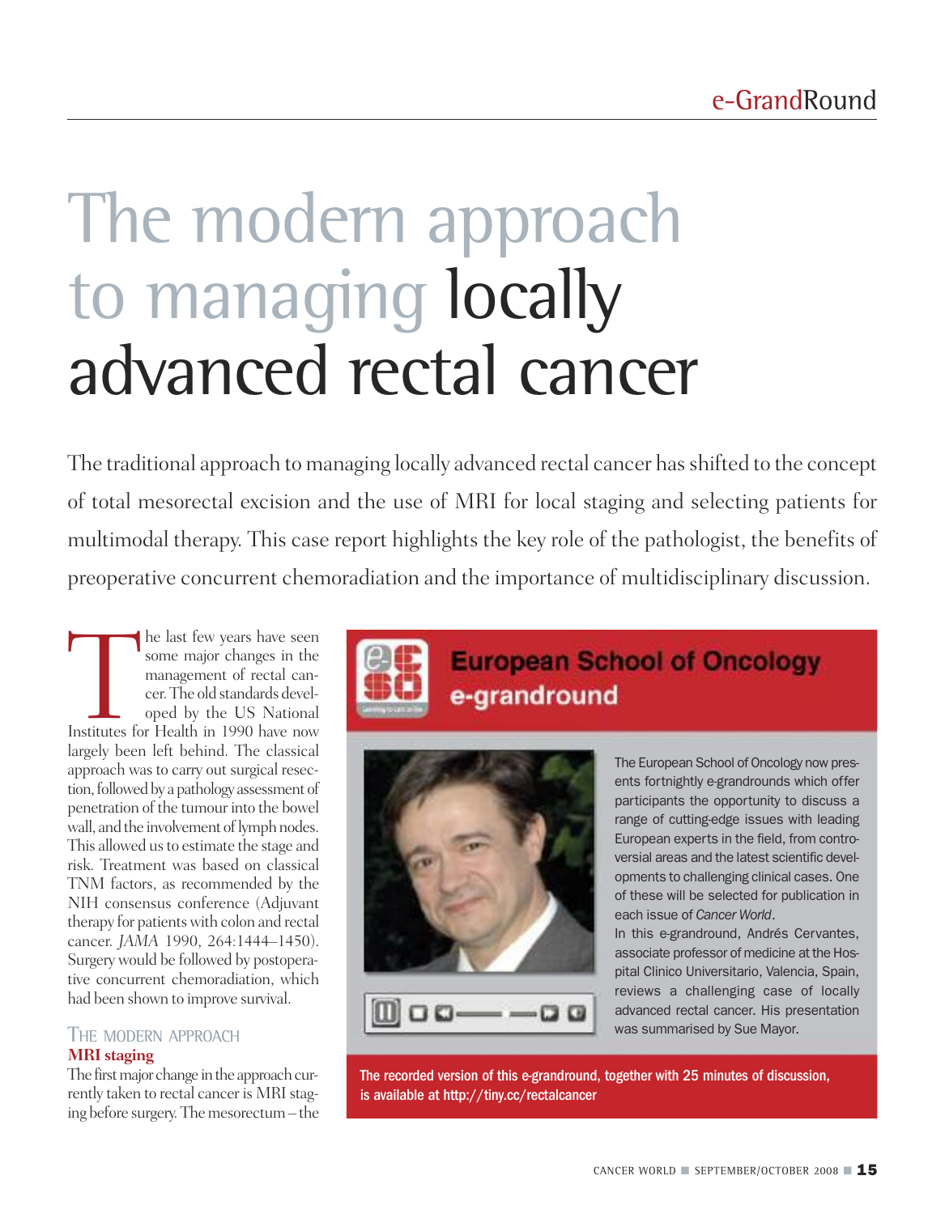# The modern approach to managing locally advanced rectal cancer

The traditional approach to managing locally advanced rectal cancer has shifted to the concept of total mesorectal excision and the use of MRI for local staging and selecting patients for multimodal therapy. This case report highlights the key role of the pathologist, the benefits of preoperative concurrent chemoradiation and the importance of multidisciplinary discussion.

> **European School of Oncology e-grandround**
>
> The European School of Oncology now presents fortnightly e-grandrounds which offer participants the opportunity to discuss a range of cutting-edge issues with leading European experts in the field, from controversial areas and the latest scientific developments to challenging clinical cases. One of these will be selected for publication in each issue of *Cancer World*.
>
> In this e-grandround, Andrés Cervantes, associate professor of medicine at the Hospital Clinico Universitario, Valencia, Spain, reviews a challenging case of locally advanced rectal cancer. His presentation was summarised by Sue Mayor.
>
> **The recorded version of this e-grandround, together with 25 minutes of discussion, is available at http://tiny.cc/rectalcancer**

The last few years have seen some major changes in the management of rectal cancer. The old standards developed by the US National Institutes for Health in 1990 have now largely been left behind. The classical approach was to carry out surgical resection, followed by a pathology assessment of penetration of the tumour into the bowel wall, and the involvement of lymph nodes. This allowed us to estimate the stage and risk. Treatment was based on classical TNM factors, as recommended by the NIH consensus conference (Adjuvant therapy for patients with colon and rectal cancer. *JAMA* 1990, 264:1444–1450). Surgery would be followed by postoperative concurrent chemoradiation, which had been shown to improve survival.

## The modern approach

### MRI staging

The first major change in the approach currently taken to rectal cancer is MRI staging before surgery. The mesorectum – the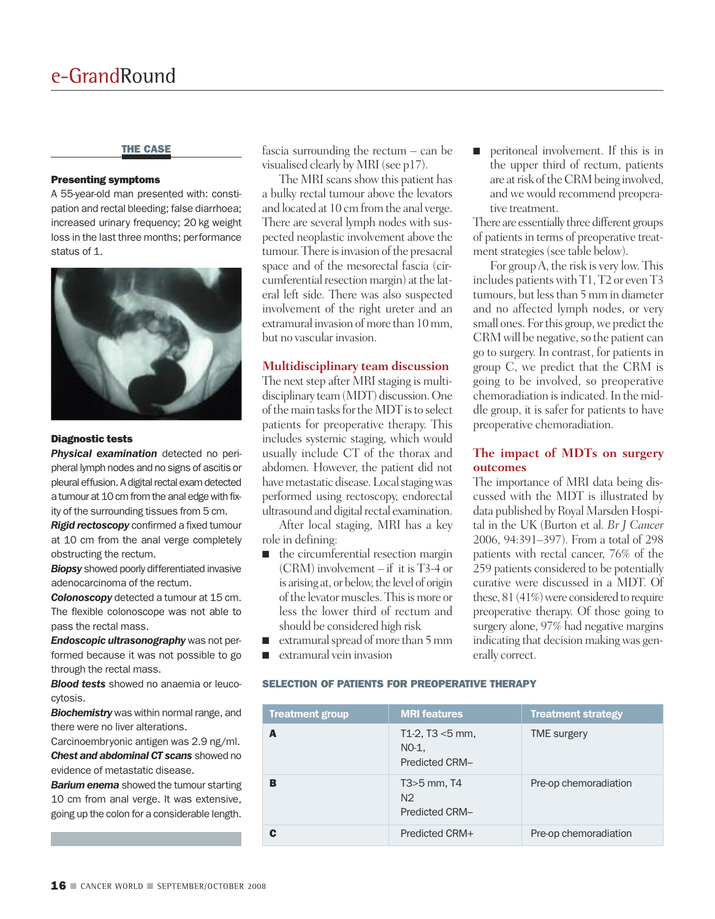## THE CASE

### Presenting symptoms

A 55-year-old man presented with: constipation and rectal bleeding; false diarrhoea; increased urinary frequency; 20 kg weight loss in the last three months; performance status of 1.

### Diagnostic tests

***Physical examination*** detected no peripheral lymph nodes and no signs of ascitis or pleural effusion. A digital rectal exam detected a tumour at 10 cm from the anal edge with fixity of the surrounding tissues from 5 cm.

***Rigid rectoscopy*** confirmed a fixed tumour at 10 cm from the anal verge completely obstructing the rectum.

***Biopsy*** showed poorly differentiated invasive adenocarcinoma of the rectum.

***Colonoscopy*** detected a tumour at 15 cm. The flexible colonoscope was not able to pass the rectal mass.

***Endoscopic ultrasonography*** was not performed because it was not possible to go through the rectal mass.

***Blood tests*** showed no anaemia or leucocytosis.

***Biochemistry*** was within normal range, and there were no liver alterations.

Carcinoembryonic antigen was 2.9 ng/ml.

***Chest and abdominal CT scans*** showed no evidence of metastatic disease.

***Barium enema*** showed the tumour starting 10 cm from anal verge. It was extensive, going up the colon for a considerable length.

fascia surrounding the rectum – can be visualised clearly by MRI (see p17).

The MRI scans show this patient has a bulky rectal tumour above the levators and located at 10 cm from the anal verge. There are several lymph nodes with suspected neoplastic involvement above the tumour. There is invasion of the presacral space and of the mesorectal fascia (circumferential resection margin) at the lateral left side. There was also suspected involvement of the right ureter and an extramural invasion of more than 10 mm, but no vascular invasion.

## Multidisciplinary team discussion

The next step after MRI staging is multidisciplinary team (MDT) discussion. One of the main tasks for the MDT is to select patients for preoperative therapy. This includes systemic staging, which would usually include CT of the thorax and abdomen. However, the patient did not have metastatic disease. Local staging was performed using rectoscopy, endorectal ultrasound and digital rectal examination.

After local staging, MRI has a key role in defining:

- the circumferential resection margin (CRM) involvement – if it is T3-4 or is arising at, or below, the level of origin of the levator muscles. This is more or less the lower third of rectum and should be considered high risk
- extramural spread of more than 5 mm
- extramural vein invasion
- peritoneal involvement. If this is in the upper third of rectum, patients are at risk of the CRM being involved, and we would recommend preoperative treatment.

There are essentially three different groups of patients in terms of preoperative treatment strategies (see table below).

For group A, the risk is very low. This includes patients with T1, T2 or even T3 tumours, but less than 5 mm in diameter and no affected lymph nodes, or very small ones. For this group, we predict the CRM will be negative, so the patient can go to surgery. In contrast, for patients in group C, we predict that the CRM is going to be involved, so preoperative chemoradiation is indicated. In the middle group, it is safer for patients to have preoperative chemoradiation.

## The impact of MDTs on surgery outcomes

The importance of MRI data being discussed with the MDT is illustrated by data published by Royal Marsden Hospital in the UK (Burton et al. *Br J Cancer* 2006, 94:391–397). From a total of 298 patients with rectal cancer, 76% of the 259 patients considered to be potentially curative were discussed in a MDT. Of these, 81 (41%) were considered to require preoperative therapy. Of those going to surgery alone, 97% had negative margins indicating that decision making was generally correct.

### SELECTION OF PATIENTS FOR PREOPERATIVE THERAPY

| Treatment group | MRI features | Treatment strategy |
|---|---|---|
| **A** | T1-2, T3 <5 mm, N0-1, Predicted CRM– | TME surgery |
| **B** | T3>5 mm, T4 N2 Predicted CRM– | Pre-op chemoradiation |
| **C** | Predicted CRM+ | Pre-op chemoradiation |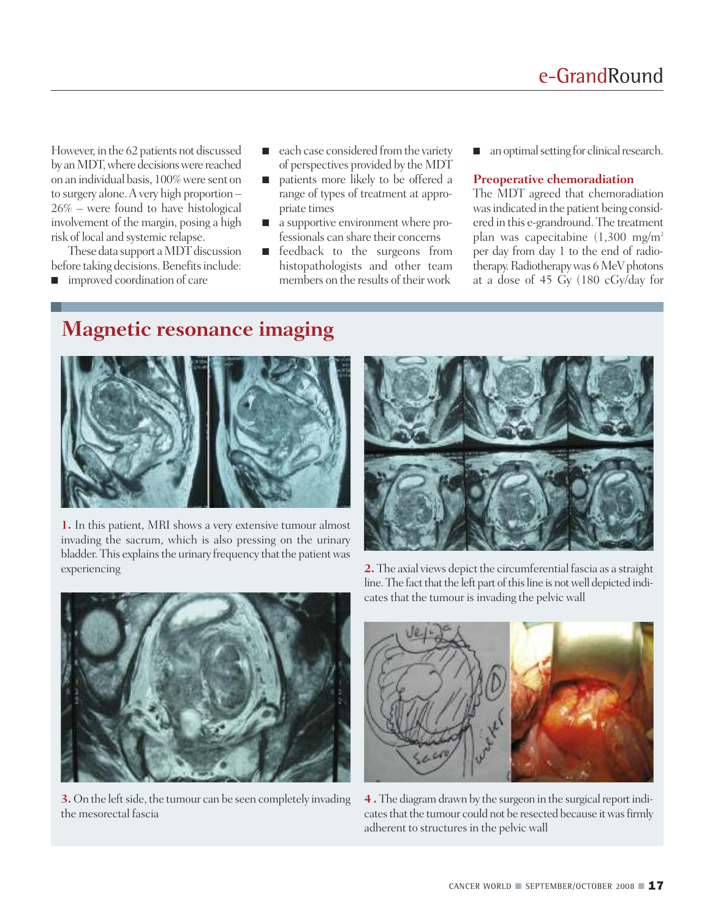However, in the 62 patients not discussed by an MDT, where decisions were reached on an individual basis, 100% were sent on to surgery alone. A very high proportion – 26% – were found to have histological involvement of the margin, posing a high risk of local and systemic relapse.

These data support a MDT discussion before taking decisions. Benefits include:

- improved coordination of care
- each case considered from the variety of perspectives provided by the MDT
- patients more likely to be offered a range of types of treatment at appropriate times
- a supportive environment where professionals can share their concerns
- feedback to the surgeons from histopathologists and other team members on the results of their work
- an optimal setting for clinical research.

### Preoperative chemoradiation

The MDT agreed that chemoradiation was indicated in the patient being considered in this e-grandround. The treatment plan was capecitabine (1,300 mg/m$^2$ per day from day 1 to the end of radiotherapy. Radiotherapy was 6 MeV photons at a dose of 45 Gy (180 cGy/day for

## Magnetic resonance imaging

**1.** In this patient, MRI shows a very extensive tumour almost invading the sacrum, which is also pressing on the urinary bladder. This explains the urinary frequency that the patient was experiencing

**2.** The axial views depict the circumferential fascia as a straight line. The fact that the left part of this line is not well depicted indicates that the tumour is invading the pelvic wall

**3.** On the left side, the tumour can be seen completely invading the mesorectal fascia

**4 .** The diagram drawn by the surgeon in the surgical report indicates that the tumour could not be resected because it was firmly adherent to structures in the pelvic wall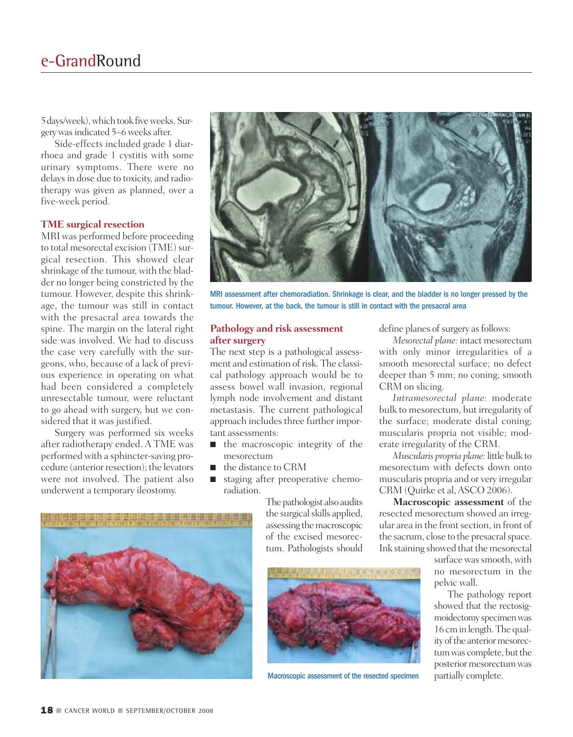5 days/week), which took five weeks. Surgery was indicated 5–6 weeks after.

Side-effects included grade 1 diarrhoea and grade 1 cystitis with some urinary symptoms. There were no delays in dose due to toxicity, and radiotherapy was given as planned, over a five-week period.

### TME surgical resection

MRI was performed before proceeding to total mesorectal excision (TME) surgical resection. This showed clear shrinkage of the tumour, with the bladder no longer being constricted by the tumour. However, despite this shrinkage, the tumour was still in contact with the presacral area towards the spine. The margin on the lateral right side was involved. We had to discuss the case very carefully with the surgeons, who, because of a lack of previous experience in operating on what had been considered a completely unresectable tumour, were reluctant to go ahead with surgery, but we considered that it was justified.

Surgery was performed six weeks after radiotherapy ended. A TME was performed with a sphincter-saving procedure (anterior resection); the levators were not involved. The patient also underwent a temporary ileostomy.

MRI assessment after chemoradiation. Shrinkage is clear, and the bladder is no longer pressed by the tumour. However, at the back, the tumour is still in contact with the presacral area

### Pathology and risk assessment after surgery

The next step is a pathological assessment and estimation of risk. The classical pathology approach would be to assess bowel wall invasion, regional lymph node involvement and distant metastasis. The current pathological approach includes three further important assessments:

- the macroscopic integrity of the mesorectum
- the distance to CRM
- staging after preoperative chemoradiation.

The pathologist also audits the surgical skills applied, assessing the macroscopic integrity of the excised mesorectum. Pathologists should define planes of surgery as follows:

*Mesorectal plane:* intact mesorectum with only minor irregularities of a smooth mesorectal surface; no defect deeper than 5 mm; no coning; smooth CRM on slicing.

*Intramesorectal plane:* moderate bulk to mesorectum, but irregularity of the surface; moderate distal coning; muscularis propria not visible; moderate irregularity of the CRM.

*Muscularis propria plane:* little bulk to mesorectum with defects down onto muscularis propria and or very irregular CRM (Quirke et al, ASCO 2006).

**Macroscopic assessment** of the resected mesorectum showed an irregular area in the front section, in front of the sacrum, close to the presacral space. Ink staining showed that the mesorectal surface was smooth, with no mesorectum in the pelvic wall.

The pathology report showed that the rectosigmoidectomy specimen was 16 cm in length. The quality of the anterior mesorectum was complete, but the posterior mesorectum was partially complete.

Macroscopic assessment of the resected specimen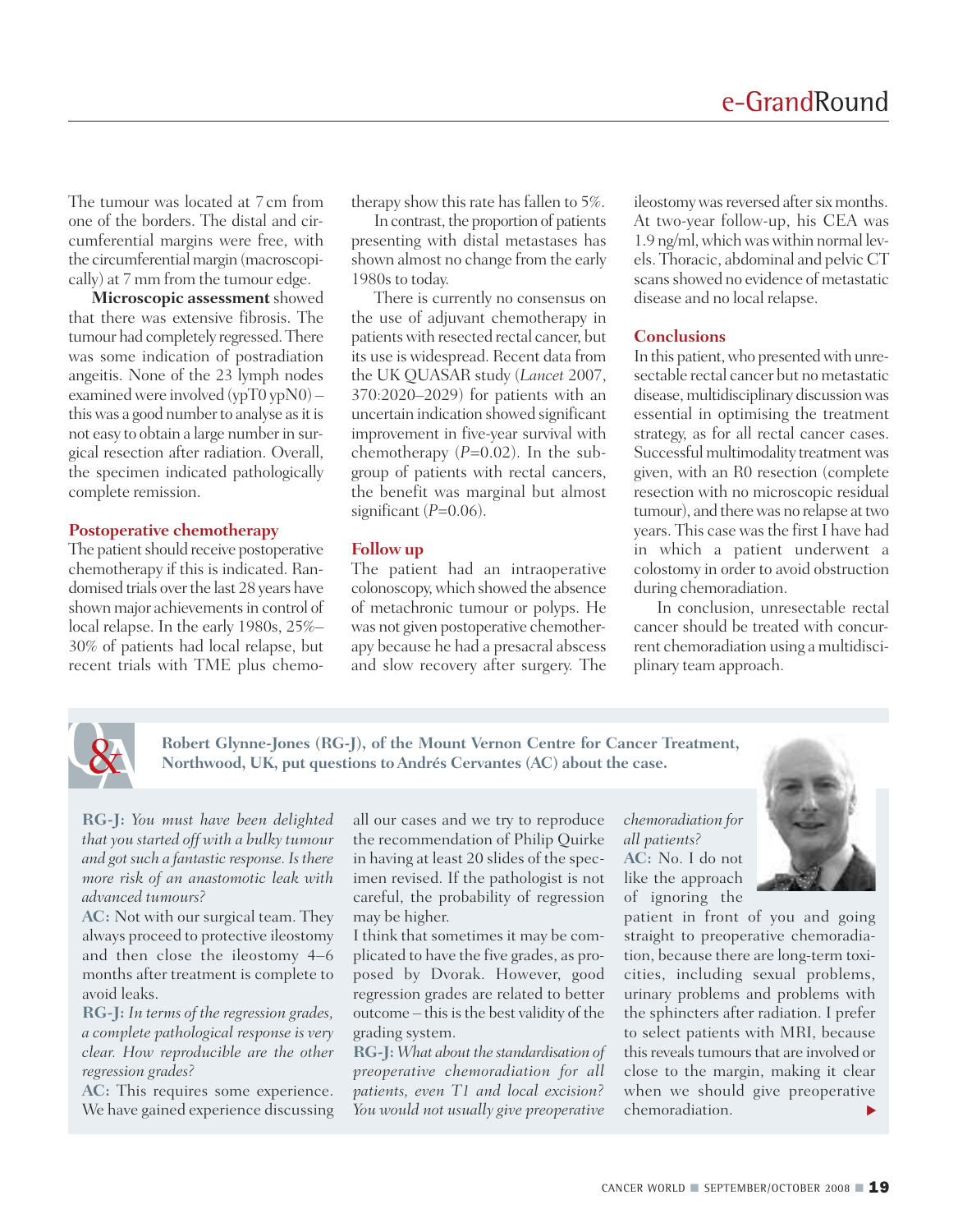The tumour was located at 7 cm from one of the borders. The distal and circumferential margins were free, with the circumferential margin (macroscopically) at 7 mm from the tumour edge.

**Microscopic assessment** showed that there was extensive fibrosis. The tumour had completely regressed. There was some indication of postradiation angeitis. None of the 23 lymph nodes examined were involved (ypT0 ypN0) – this was a good number to analyse as it is not easy to obtain a large number in surgical resection after radiation. Overall, the specimen indicated pathologically complete remission.

### Postoperative chemotherapy

The patient should receive postoperative chemotherapy if this is indicated. Randomised trials over the last 28 years have shown major achievements in control of local relapse. In the early 1980s, 25%–30% of patients had local relapse, but recent trials with TME plus chemotherapy show this rate has fallen to 5%.

In contrast, the proportion of patients presenting with distal metastases has shown almost no change from the early 1980s to today.

There is currently no consensus on the use of adjuvant chemotherapy in patients with resected rectal cancer, but its use is widespread. Recent data from the UK QUASAR study (*Lancet* 2007, 370:2020–2029) for patients with an uncertain indication showed significant improvement in five-year survival with chemotherapy ($P$=0.02). In the subgroup of patients with rectal cancers, the benefit was marginal but almost significant ($P$=0.06).

### Follow up

The patient had an intraoperative colonoscopy, which showed the absence of metachronic tumour or polyps. He was not given postoperative chemotherapy because he had a presacral abscess and slow recovery after surgery. The ileostomy was reversed after six months. At two-year follow-up, his CEA was 1.9 ng/ml, which was within normal levels. Thoracic, abdominal and pelvic CT scans showed no evidence of metastatic disease and no local relapse.

### Conclusions

In this patient, who presented with unresectable rectal cancer but no metastatic disease, multidisciplinary discussion was essential in optimising the treatment strategy, as for all rectal cancer cases. Successful multimodality treatment was given, with an R0 resection (complete resection with no microscopic residual tumour), and there was no relapse at two years. This case was the first I have had in which a patient underwent a colostomy in order to avoid obstruction during chemoradiation.

In conclusion, unresectable rectal cancer should be treated with concurrent chemoradiation using a multidisciplinary team approach.

---

## Q&A

**Robert Glynne-Jones (RG-J), of the Mount Vernon Centre for Cancer Treatment, Northwood, UK, put questions to Andrés Cervantes (AC) about the case.**

**RG-J:** *You must have been delighted that you started off with a bulky tumour and got such a fantastic response. Is there more risk of an anastomotic leak with advanced tumours?*

**AC:** Not with our surgical team. They always proceed to protective ileostomy and then close the ileostomy 4–6 months after treatment is complete to avoid leaks.

**RG-J:** *In terms of the regression grades, a complete pathological response is very clear. How reproducible are the other regression grades?*

**AC:** This requires some experience. We have gained experience discussing all our cases and we try to reproduce the recommendation of Philip Quirke in having at least 20 slides of the specimen revised. If the pathologist is not careful, the probability of regression may be higher.

I think that sometimes it may be complicated to have the five grades, as proposed by Dvorak. However, good regression grades are related to better outcome – this is the best validity of the grading system.

**RG-J:** *What about the standardisation of preoperative chemoradiation for all patients, even T1 and local excision? You would not usually give preoperative chemoradiation for all patients?*

**AC:** No. I do not like the approach of ignoring the patient in front of you and going straight to preoperative chemoradiation, because there are long-term toxicities, including sexual problems, urinary problems and problems with the sphincters after radiation. I prefer to select patients with MRI, because this reveals tumours that are involved or close to the margin, making it clear when we should give preoperative chemoradiation.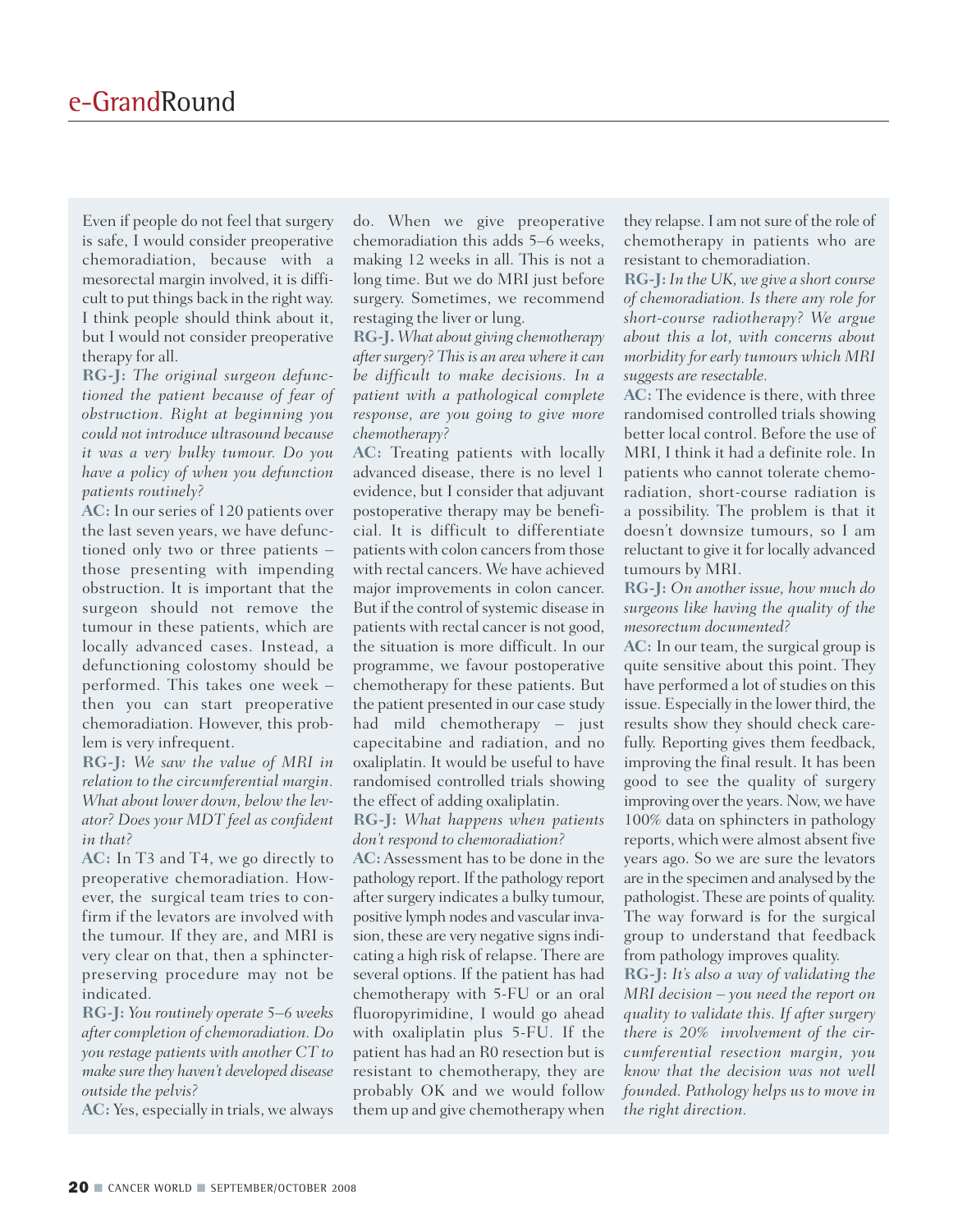Even if people do not feel that surgery is safe, I would consider preoperative chemoradiation, because with a mesorectal margin involved, it is difficult to put things back in the right way. I think people should think about it, but I would not consider preoperative therapy for all.

**RG-J:** *The original surgeon defunctioned the patient because of fear of obstruction. Right at beginning you could not introduce ultrasound because it was a very bulky tumour. Do you have a policy of when you defunction patients routinely?*

**AC:** In our series of 120 patients over the last seven years, we have defunctioned only two or three patients – those presenting with impending obstruction. It is important that the surgeon should not remove the tumour in these patients, which are locally advanced cases. Instead, a defunctioning colostomy should be performed. This takes one week – then you can start preoperative chemoradiation. However, this problem is very infrequent.

**RG-J:** *We saw the value of MRI in relation to the circumferential margin. What about lower down, below the levator? Does your MDT feel as confident in that?*

**AC:** In T3 and T4, we go directly to preoperative chemoradiation. However, the surgical team tries to confirm if the levators are involved with the tumour. If they are, and MRI is very clear on that, then a sphincter-preserving procedure may not be indicated.

**RG-J:** *You routinely operate 5–6 weeks after completion of chemoradiation. Do you restage patients with another CT to make sure they haven't developed disease outside the pelvis?*

**AC:** Yes, especially in trials, we always do. When we give preoperative chemoradiation this adds 5–6 weeks, making 12 weeks in all. This is not a long time. But we do MRI just before surgery. Sometimes, we recommend restaging the liver or lung.

**RG-J.** *What about giving chemotherapy after surgery? This is an area where it can be difficult to make decisions. In a patient with a pathological complete response, are you going to give more chemotherapy?*

**AC:** Treating patients with locally advanced disease, there is no level 1 evidence, but I consider that adjuvant postoperative therapy may be beneficial. It is difficult to differentiate patients with colon cancers from those with rectal cancers. We have achieved major improvements in colon cancer. But if the control of systemic disease in patients with rectal cancer is not good, the situation is more difficult. In our programme, we favour postoperative chemotherapy for these patients. But the patient presented in our case study had mild chemotherapy – just capecitabine and radiation, and no oxaliplatin. It would be useful to have randomised controlled trials showing the effect of adding oxaliplatin.

**RG-J:** *What happens when patients don't respond to chemoradiation?*

**AC:** Assessment has to be done in the pathology report. If the pathology report after surgery indicates a bulky tumour, positive lymph nodes and vascular invasion, these are very negative signs indicating a high risk of relapse. There are several options. If the patient has had chemotherapy with 5-FU or an oral fluoropyrimidine, I would go ahead with oxaliplatin plus 5-FU. If the patient has had an R0 resection but is resistant to chemotherapy, they are probably OK and we would follow them up and give chemotherapy when they relapse. I am not sure of the role of chemotherapy in patients who are resistant to chemoradiation.

**RG-J:** *In the UK, we give a short course of chemoradiation. Is there any role for short-course radiotherapy? We argue about this a lot, with concerns about morbidity for early tumours which MRI suggests are resectable.*

**AC:** The evidence is there, with three randomised controlled trials showing better local control. Before the use of MRI, I think it had a definite role. In patients who cannot tolerate chemoradiation, short-course radiation is a possibility. The problem is that it doesn't downsize tumours, so I am reluctant to give it for locally advanced tumours by MRI.

**RG-J:** *On another issue, how much do surgeons like having the quality of the mesorectum documented?*

**AC:** In our team, the surgical group is quite sensitive about this point. They have performed a lot of studies on this issue. Especially in the lower third, the results show they should check carefully. Reporting gives them feedback, improving the final result. It has been good to see the quality of surgery improving over the years. Now, we have 100% data on sphincters in pathology reports, which were almost absent five years ago. So we are sure the levators are in the specimen and analysed by the pathologist. These are points of quality. The way forward is for the surgical group to understand that feedback from pathology improves quality.

**RG-J:** *It's also a way of validating the MRI decision – you need the report on quality to validate this. If after surgery there is 20% involvement of the circumferential resection margin, you know that the decision was not well founded. Pathology helps us to move in the right direction.*